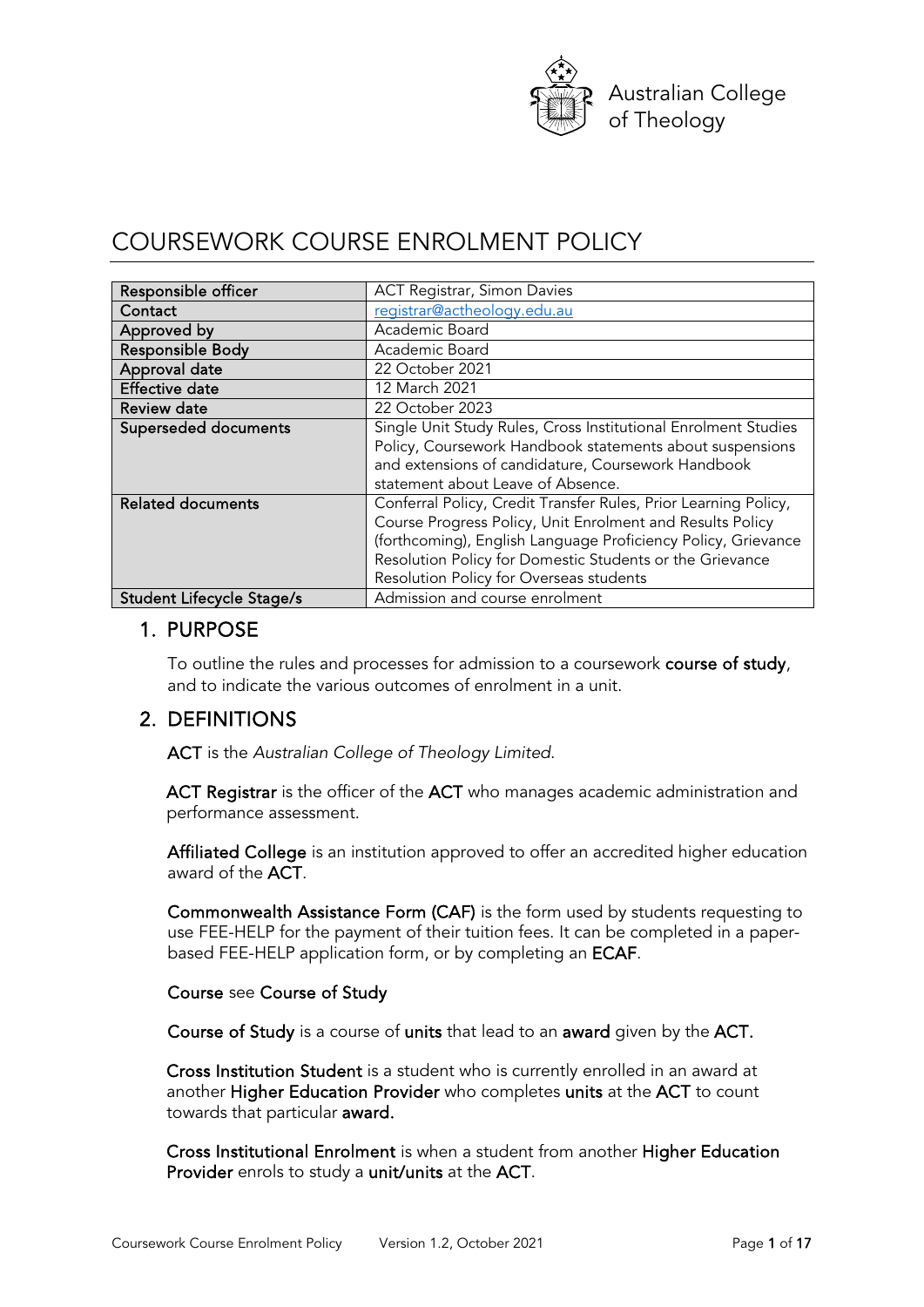Australian College of Theology

# COURSEWORK COURSE ENROLMENT POLICY

| | |
|---|---|
| **Responsible officer** | ACT Registrar, Simon Davies |
| **Contact** | registrar@actheology.edu.au |
| **Approved by** | Academic Board |
| **Responsible Body** | Academic Board |
| **Approval date** | 22 October 2021 |
| **Effective date** | 12 March 2021 |
| **Review date** | 22 October 2023 |
| **Superseded documents** | Single Unit Study Rules, Cross Institutional Enrolment Studies Policy, Coursework Handbook statements about suspensions and extensions of candidature, Coursework Handbook statement about Leave of Absence. |
| **Related documents** | Conferral Policy, Credit Transfer Rules, Prior Learning Policy, Course Progress Policy, Unit Enrolment and Results Policy (forthcoming), English Language Proficiency Policy, Grievance Resolution Policy for Domestic Students or the Grievance Resolution Policy for Overseas students |
| **Student Lifecycle Stage/s** | Admission and course enrolment |

## 1. PURPOSE

To outline the rules and processes for admission to a coursework **course of study**, and to indicate the various outcomes of enrolment in a unit.

## 2. DEFINITIONS

**ACT** is the *Australian College of Theology Limited*.

**ACT Registrar** is the officer of the **ACT** who manages academic administration and performance assessment.

**Affiliated College** is an institution approved to offer an accredited higher education award of the **ACT**.

**Commonwealth Assistance Form (CAF)** is the form used by students requesting to use FEE-HELP for the payment of their tuition fees. It can be completed in a paper-based FEE-HELP application form, or by completing an **ECAF**.

**Course** see **Course of Study**

**Course of Study** is a course of **units** that lead to an **award** given by the **ACT.**

**Cross Institution Student** is a student who is currently enrolled in an award at another **Higher Education Provider** who completes **units** at the **ACT** to count towards that particular **award.**

**Cross Institutional Enrolment** is when a student from another **Higher Education Provider** enrols to study a **unit/units** at the **ACT**.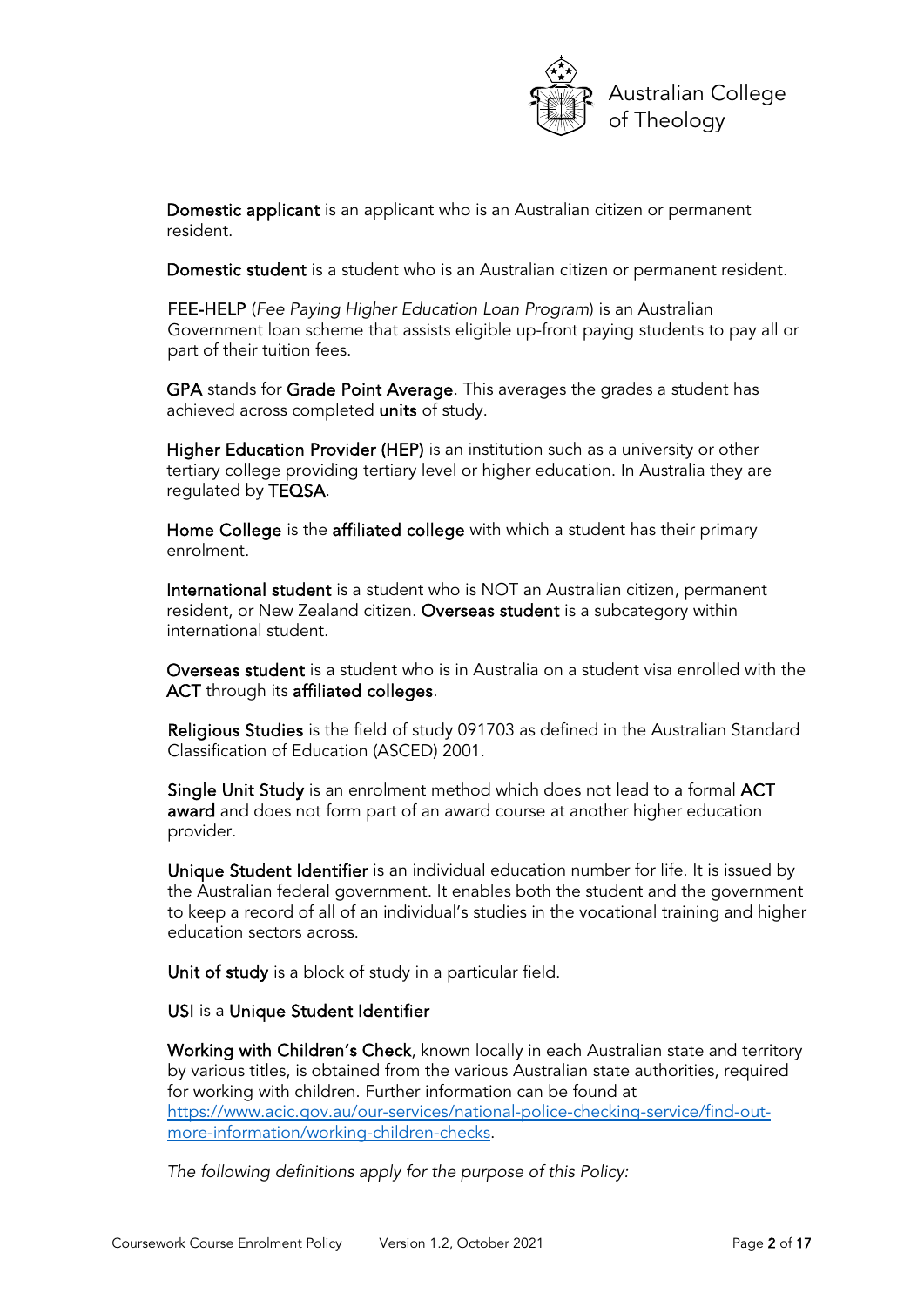**Domestic applicant** is an applicant who is an Australian citizen or permanent resident.

**Domestic student** is a student who is an Australian citizen or permanent resident.

**FEE-HELP** (*Fee Paying Higher Education Loan Program*) is an Australian Government loan scheme that assists eligible up-front paying students to pay all or part of their tuition fees.

**GPA** stands for **Grade Point Average**. This averages the grades a student has achieved across completed **units** of study.

**Higher Education Provider (HEP)** is an institution such as a university or other tertiary college providing tertiary level or higher education. In Australia they are regulated by **TEQSA**.

**Home College** is the **affiliated college** with which a student has their primary enrolment.

**International student** is a student who is NOT an Australian citizen, permanent resident, or New Zealand citizen. **Overseas student** is a subcategory within international student.

**Overseas student** is a student who is in Australia on a student visa enrolled with the **ACT** through its **affiliated colleges**.

**Religious Studies** is the field of study 091703 as defined in the Australian Standard Classification of Education (ASCED) 2001.

**Single Unit Study** is an enrolment method which does not lead to a formal **ACT award** and does not form part of an award course at another higher education provider.

**Unique Student Identifier** is an individual education number for life. It is issued by the Australian federal government. It enables both the student and the government to keep a record of all of an individual's studies in the vocational training and higher education sectors across.

**Unit of study** is a block of study in a particular field.

**USI** is a **Unique Student Identifier**

**Working with Children's Check**, known locally in each Australian state and territory by various titles, is obtained from the various Australian state authorities, required for working with children. Further information can be found at https://www.acic.gov.au/our-services/national-police-checking-service/find-out-more-information/working-children-checks.

*The following definitions apply for the purpose of this Policy:*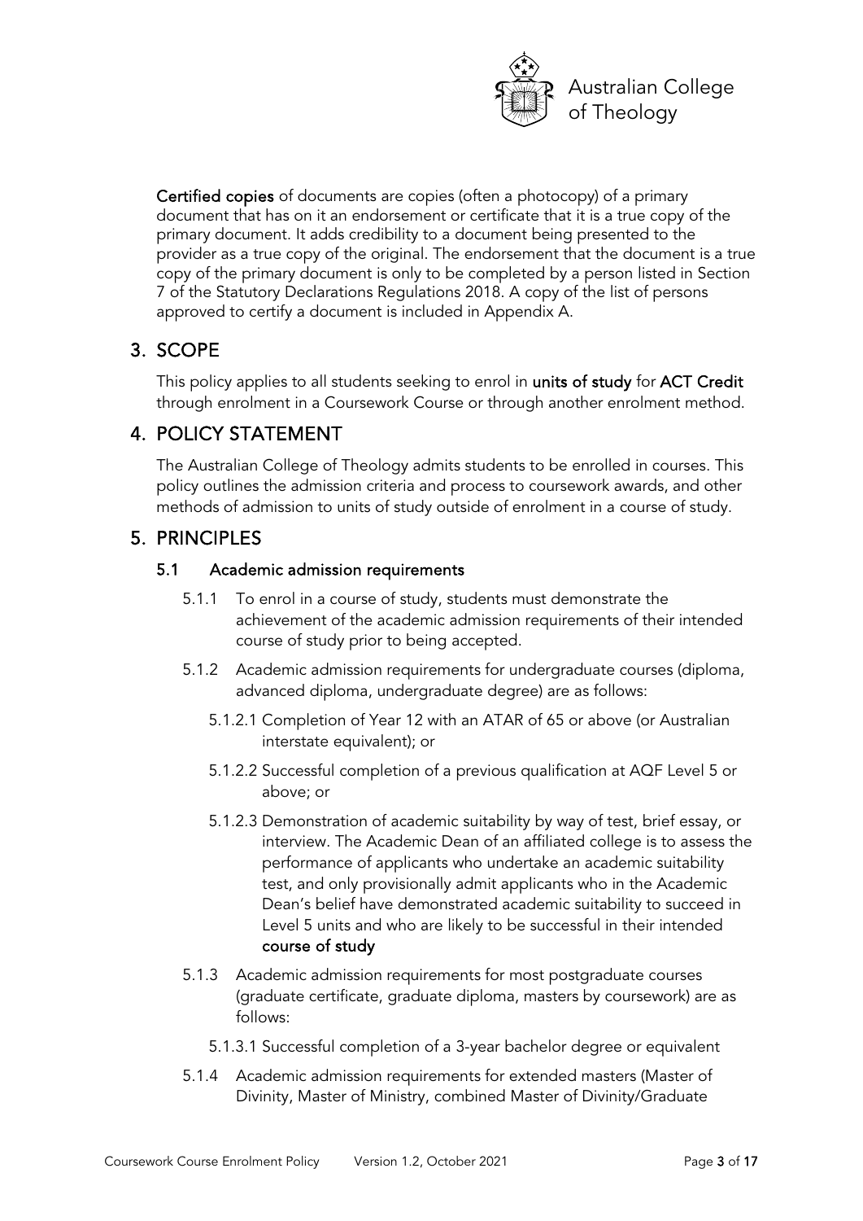**Certified copies** of documents are copies (often a photocopy) of a primary document that has on it an endorsement or certificate that it is a true copy of the primary document. It adds credibility to a document being presented to the provider as a true copy of the original. The endorsement that the document is a true copy of the primary document is only to be completed by a person listed in Section 7 of the Statutory Declarations Regulations 2018. A copy of the list of persons approved to certify a document is included in Appendix A.

## 3. SCOPE

This policy applies to all students seeking to enrol in **units of study** for **ACT Credit** through enrolment in a Coursework Course or through another enrolment method.

## 4. POLICY STATEMENT

The Australian College of Theology admits students to be enrolled in courses. This policy outlines the admission criteria and process to coursework awards, and other methods of admission to units of study outside of enrolment in a course of study.

## 5. PRINCIPLES

### 5.1 Academic admission requirements

5.1.1 To enrol in a course of study, students must demonstrate the achievement of the academic admission requirements of their intended course of study prior to being accepted.

5.1.2 Academic admission requirements for undergraduate courses (diploma, advanced diploma, undergraduate degree) are as follows:

5.1.2.1 Completion of Year 12 with an ATAR of 65 or above (or Australian interstate equivalent); or

5.1.2.2 Successful completion of a previous qualification at AQF Level 5 or above; or

5.1.2.3 Demonstration of academic suitability by way of test, brief essay, or interview. The Academic Dean of an affiliated college is to assess the performance of applicants who undertake an academic suitability test, and only provisionally admit applicants who in the Academic Dean's belief have demonstrated academic suitability to succeed in Level 5 units and who are likely to be successful in their intended **course of study**

5.1.3 Academic admission requirements for most postgraduate courses (graduate certificate, graduate diploma, masters by coursework) are as follows:

5.1.3.1 Successful completion of a 3-year bachelor degree or equivalent

5.1.4 Academic admission requirements for extended masters (Master of Divinity, Master of Ministry, combined Master of Divinity/Graduate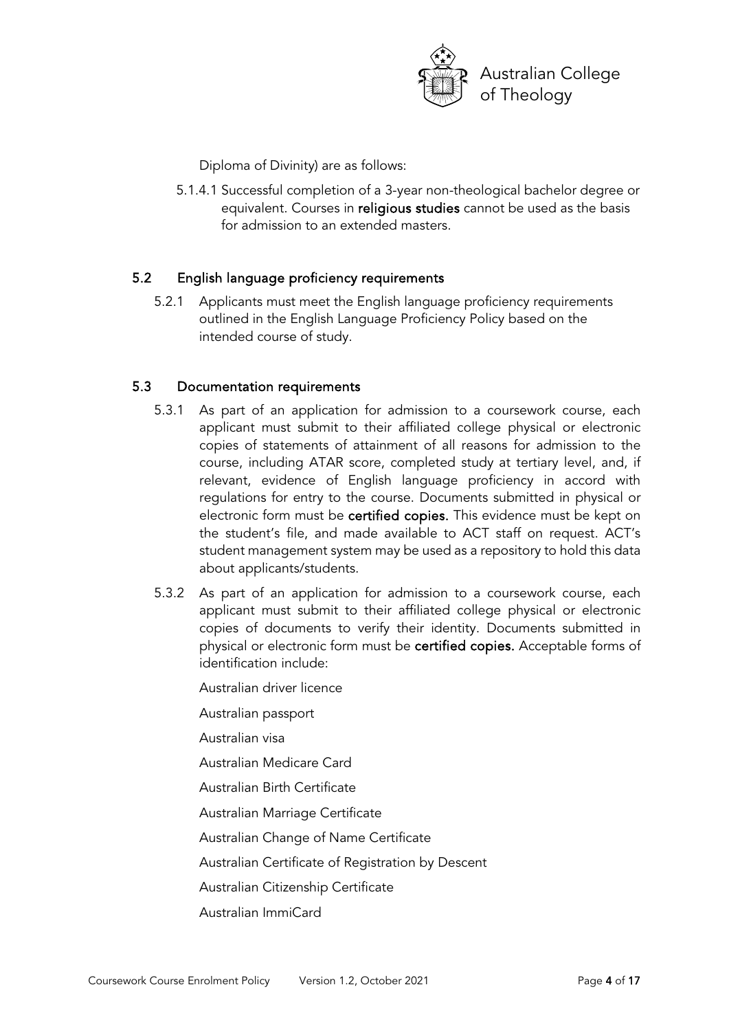Diploma of Divinity) are as follows:

5.1.4.1 Successful completion of a 3-year non-theological bachelor degree or equivalent. Courses in **religious studies** cannot be used as the basis for admission to an extended masters.

## 5.2 English language proficiency requirements

5.2.1 Applicants must meet the English language proficiency requirements outlined in the English Language Proficiency Policy based on the intended course of study.

## 5.3 Documentation requirements

5.3.1 As part of an application for admission to a coursework course, each applicant must submit to their affiliated college physical or electronic copies of statements of attainment of all reasons for admission to the course, including ATAR score, completed study at tertiary level, and, if relevant, evidence of English language proficiency in accord with regulations for entry to the course. Documents submitted in physical or electronic form must be **certified copies.** This evidence must be kept on the student's file, and made available to ACT staff on request. ACT's student management system may be used as a repository to hold this data about applicants/students.

5.3.2 As part of an application for admission to a coursework course, each applicant must submit to their affiliated college physical or electronic copies of documents to verify their identity. Documents submitted in physical or electronic form must be **certified copies.** Acceptable forms of identification include:

Australian driver licence

Australian passport

Australian visa

Australian Medicare Card

Australian Birth Certificate

Australian Marriage Certificate

Australian Change of Name Certificate

Australian Certificate of Registration by Descent

Australian Citizenship Certificate

Australian ImmiCard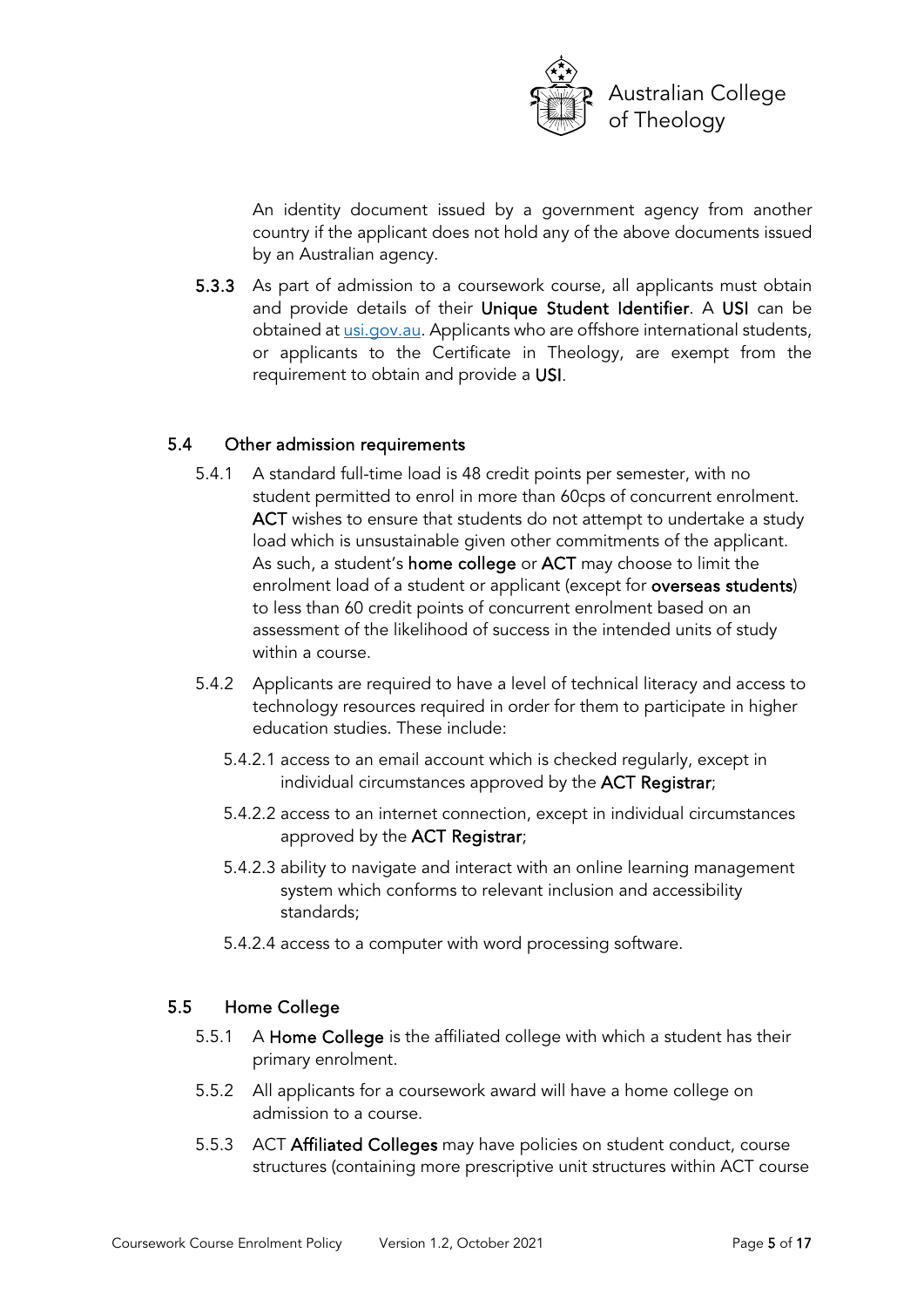An identity document issued by a government agency from another country if the applicant does not hold any of the above documents issued by an Australian agency.

**5.3.3** As part of admission to a coursework course, all applicants must obtain and provide details of their **Unique Student Identifier**. A **USI** can be obtained at [usi.gov.au](https://usi.gov.au). Applicants who are offshore international students, or applicants to the Certificate in Theology, are exempt from the requirement to obtain and provide a **USI**.

### 5.4 Other admission requirements

5.4.1 A standard full-time load is 48 credit points per semester, with no student permitted to enrol in more than 60cps of concurrent enrolment. **ACT** wishes to ensure that students do not attempt to undertake a study load which is unsustainable given other commitments of the applicant. As such, a student's **home college** or **ACT** may choose to limit the enrolment load of a student or applicant (except for **overseas students**) to less than 60 credit points of concurrent enrolment based on an assessment of the likelihood of success in the intended units of study within a course.

5.4.2 Applicants are required to have a level of technical literacy and access to technology resources required in order for them to participate in higher education studies. These include:

5.4.2.1 access to an email account which is checked regularly, except in individual circumstances approved by the **ACT Registrar**;

5.4.2.2 access to an internet connection, except in individual circumstances approved by the **ACT Registrar**;

5.4.2.3 ability to navigate and interact with an online learning management system which conforms to relevant inclusion and accessibility standards;

5.4.2.4 access to a computer with word processing software.

### 5.5 Home College

5.5.1 A **Home College** is the affiliated college with which a student has their primary enrolment.

5.5.2 All applicants for a coursework award will have a home college on admission to a course.

5.5.3 ACT **Affiliated Colleges** may have policies on student conduct, course structures (containing more prescriptive unit structures within ACT course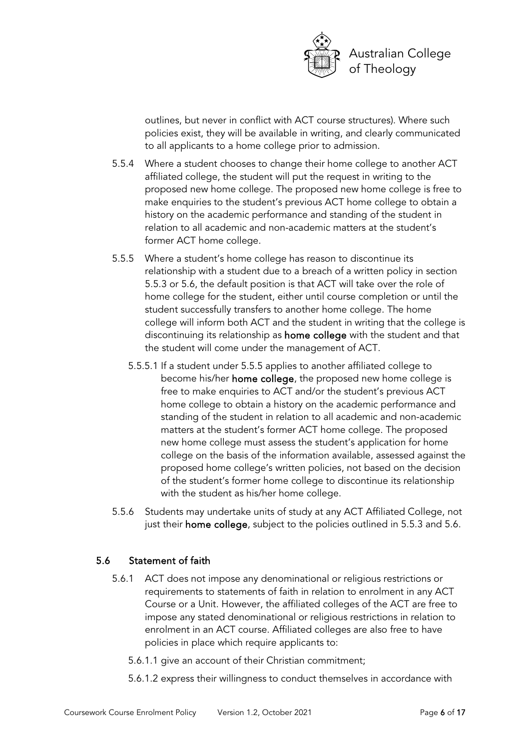outlines, but never in conflict with ACT course structures). Where such policies exist, they will be available in writing, and clearly communicated to all applicants to a home college prior to admission.

5.5.4 Where a student chooses to change their home college to another ACT affiliated college, the student will put the request in writing to the proposed new home college. The proposed new home college is free to make enquiries to the student's previous ACT home college to obtain a history on the academic performance and standing of the student in relation to all academic and non-academic matters at the student's former ACT home college.

5.5.5 Where a student's home college has reason to discontinue its relationship with a student due to a breach of a written policy in section 5.5.3 or 5.6, the default position is that ACT will take over the role of home college for the student, either until course completion or until the student successfully transfers to another home college. The home college will inform both ACT and the student in writing that the college is discontinuing its relationship as **home college** with the student and that the student will come under the management of ACT.

5.5.5.1 If a student under 5.5.5 applies to another affiliated college to become his/her **home college**, the proposed new home college is free to make enquiries to ACT and/or the student's previous ACT home college to obtain a history on the academic performance and standing of the student in relation to all academic and non-academic matters at the student's former ACT home college. The proposed new home college must assess the student's application for home college on the basis of the information available, assessed against the proposed home college's written policies, not based on the decision of the student's former home college to discontinue its relationship with the student as his/her home college.

5.5.6 Students may undertake units of study at any ACT Affiliated College, not just their **home college**, subject to the policies outlined in 5.5.3 and 5.6.

## 5.6 Statement of faith

5.6.1 ACT does not impose any denominational or religious restrictions or requirements to statements of faith in relation to enrolment in any ACT Course or a Unit. However, the affiliated colleges of the ACT are free to impose any stated denominational or religious restrictions in relation to enrolment in an ACT course. Affiliated colleges are also free to have policies in place which require applicants to:

5.6.1.1 give an account of their Christian commitment;

5.6.1.2 express their willingness to conduct themselves in accordance with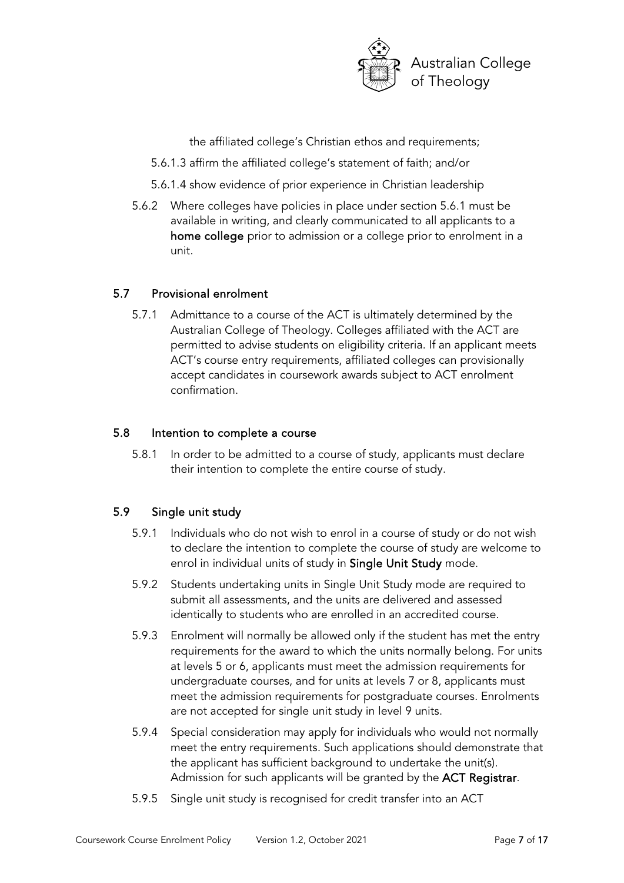the affiliated college's Christian ethos and requirements;

5.6.1.3 affirm the affiliated college's statement of faith; and/or

5.6.1.4 show evidence of prior experience in Christian leadership

5.6.2 Where colleges have policies in place under section 5.6.1 must be available in writing, and clearly communicated to all applicants to a **home college** prior to admission or a college prior to enrolment in a unit.

## 5.7 Provisional enrolment

5.7.1 Admittance to a course of the ACT is ultimately determined by the Australian College of Theology. Colleges affiliated with the ACT are permitted to advise students on eligibility criteria. If an applicant meets ACT's course entry requirements, affiliated colleges can provisionally accept candidates in coursework awards subject to ACT enrolment confirmation.

## 5.8 Intention to complete a course

5.8.1 In order to be admitted to a course of study, applicants must declare their intention to complete the entire course of study.

## 5.9 Single unit study

5.9.1 Individuals who do not wish to enrol in a course of study or do not wish to declare the intention to complete the course of study are welcome to enrol in individual units of study in **Single Unit Study** mode.

5.9.2 Students undertaking units in Single Unit Study mode are required to submit all assessments, and the units are delivered and assessed identically to students who are enrolled in an accredited course.

5.9.3 Enrolment will normally be allowed only if the student has met the entry requirements for the award to which the units normally belong. For units at levels 5 or 6, applicants must meet the admission requirements for undergraduate courses, and for units at levels 7 or 8, applicants must meet the admission requirements for postgraduate courses. Enrolments are not accepted for single unit study in level 9 units.

5.9.4 Special consideration may apply for individuals who would not normally meet the entry requirements. Such applications should demonstrate that the applicant has sufficient background to undertake the unit(s). Admission for such applicants will be granted by the **ACT Registrar**.

5.9.5 Single unit study is recognised for credit transfer into an ACT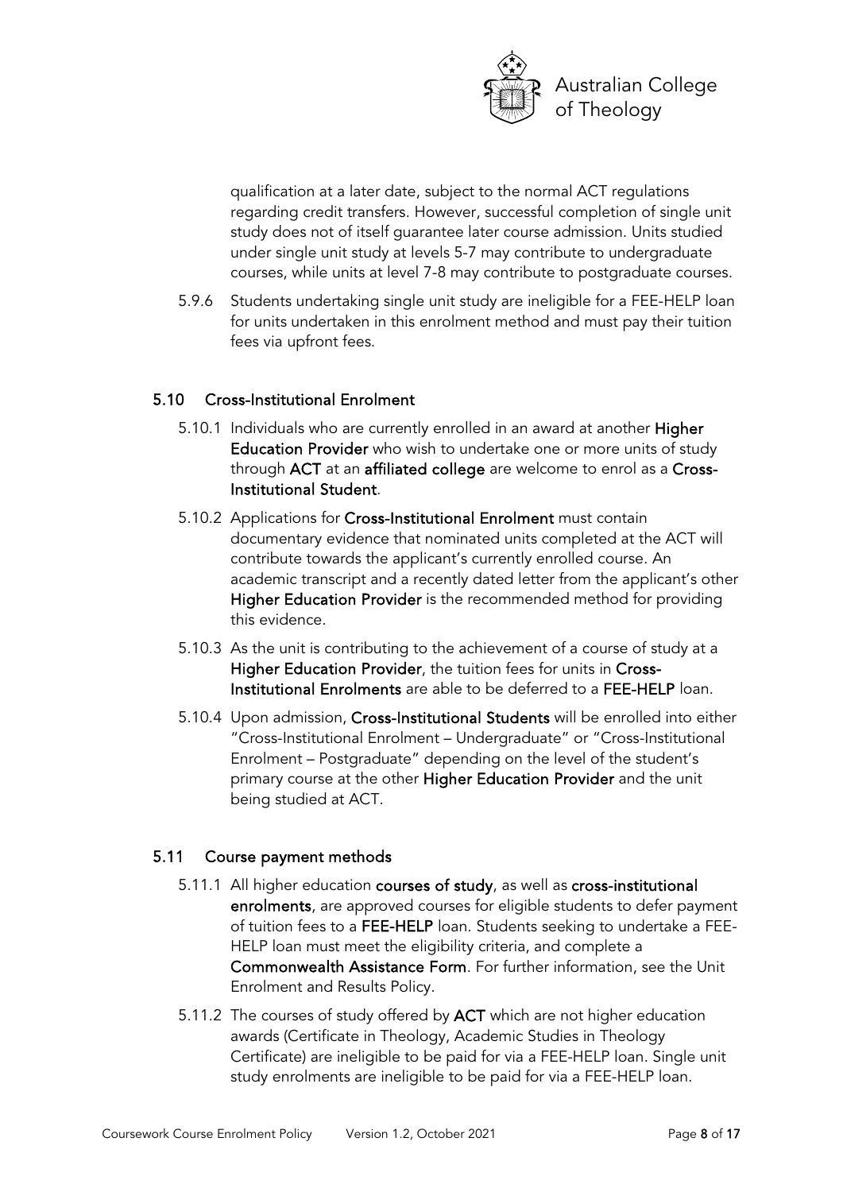qualification at a later date, subject to the normal ACT regulations regarding credit transfers. However, successful completion of single unit study does not of itself guarantee later course admission. Units studied under single unit study at levels 5-7 may contribute to undergraduate courses, while units at level 7-8 may contribute to postgraduate courses.

5.9.6 Students undertaking single unit study are ineligible for a FEE-HELP loan for units undertaken in this enrolment method and must pay their tuition fees via upfront fees.

## 5.10 Cross-Institutional Enrolment

5.10.1 Individuals who are currently enrolled in an award at another **Higher Education Provider** who wish to undertake one or more units of study through **ACT** at an **affiliated college** are welcome to enrol as a **Cross-Institutional Student**.

5.10.2 Applications for **Cross-Institutional Enrolment** must contain documentary evidence that nominated units completed at the ACT will contribute towards the applicant's currently enrolled course. An academic transcript and a recently dated letter from the applicant's other **Higher Education Provider** is the recommended method for providing this evidence.

5.10.3 As the unit is contributing to the achievement of a course of study at a **Higher Education Provider**, the tuition fees for units in **Cross-Institutional Enrolments** are able to be deferred to a **FEE-HELP** loan.

5.10.4 Upon admission, **Cross-Institutional Students** will be enrolled into either "Cross-Institutional Enrolment – Undergraduate" or "Cross-Institutional Enrolment – Postgraduate" depending on the level of the student's primary course at the other **Higher Education Provider** and the unit being studied at ACT.

## 5.11 Course payment methods

5.11.1 All higher education **courses of study**, as well as **cross-institutional enrolments**, are approved courses for eligible students to defer payment of tuition fees to a **FEE-HELP** loan. Students seeking to undertake a FEE-HELP loan must meet the eligibility criteria, and complete a **Commonwealth Assistance Form**. For further information, see the Unit Enrolment and Results Policy.

5.11.2 The courses of study offered by **ACT** which are not higher education awards (Certificate in Theology, Academic Studies in Theology Certificate) are ineligible to be paid for via a FEE-HELP loan. Single unit study enrolments are ineligible to be paid for via a FEE-HELP loan.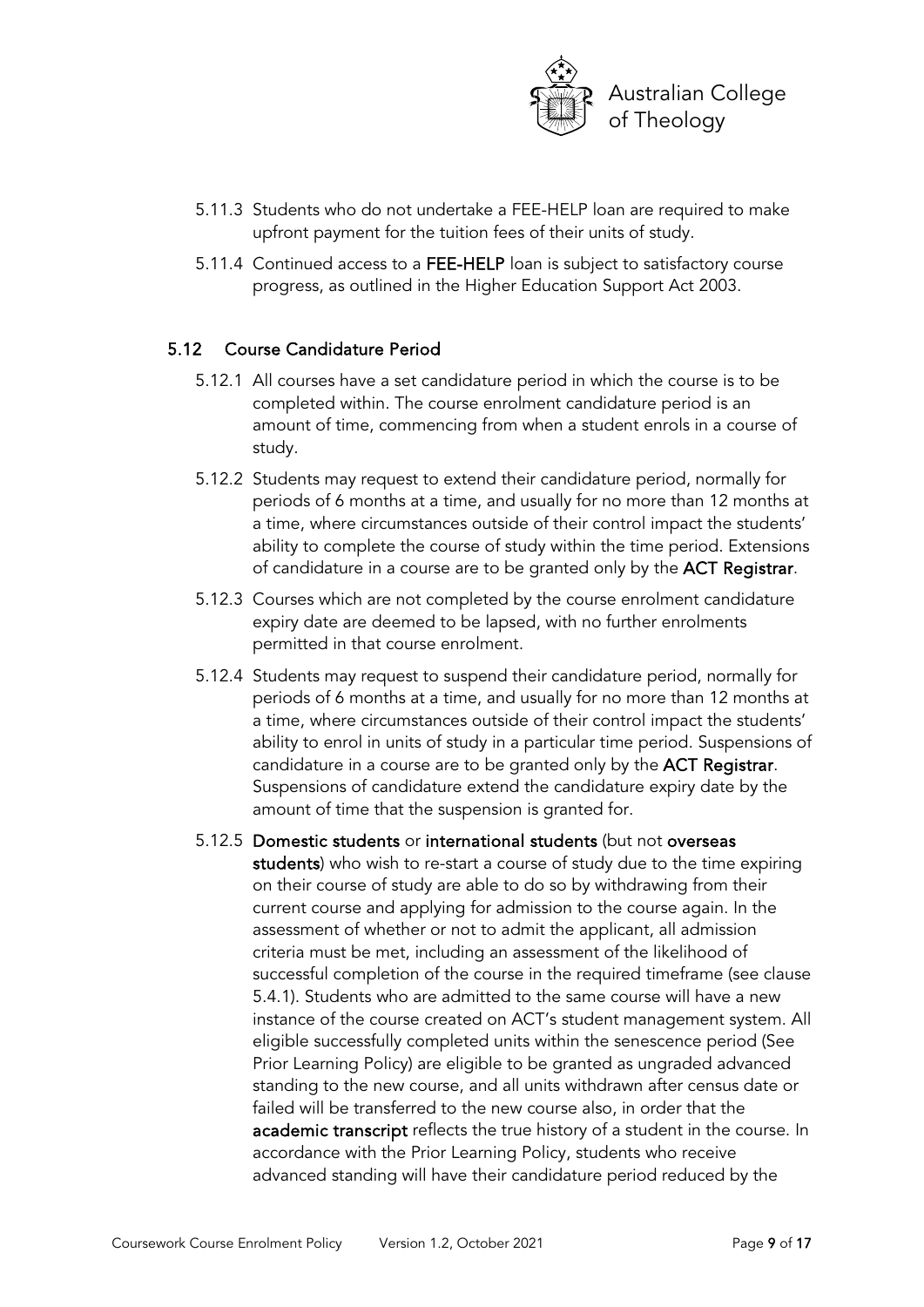5.11.3 Students who do not undertake a FEE-HELP loan are required to make upfront payment for the tuition fees of their units of study.

5.11.4 Continued access to a **FEE-HELP** loan is subject to satisfactory course progress, as outlined in the Higher Education Support Act 2003.

### 5.12 Course Candidature Period

5.12.1 All courses have a set candidature period in which the course is to be completed within. The course enrolment candidature period is an amount of time, commencing from when a student enrols in a course of study.

5.12.2 Students may request to extend their candidature period, normally for periods of 6 months at a time, and usually for no more than 12 months at a time, where circumstances outside of their control impact the students' ability to complete the course of study within the time period. Extensions of candidature in a course are to be granted only by the **ACT Registrar**.

5.12.3 Courses which are not completed by the course enrolment candidature expiry date are deemed to be lapsed, with no further enrolments permitted in that course enrolment.

5.12.4 Students may request to suspend their candidature period, normally for periods of 6 months at a time, and usually for no more than 12 months at a time, where circumstances outside of their control impact the students' ability to enrol in units of study in a particular time period. Suspensions of candidature in a course are to be granted only by the **ACT Registrar**. Suspensions of candidature extend the candidature expiry date by the amount of time that the suspension is granted for.

5.12.5 **Domestic students** or **international students** (but not **overseas students**) who wish to re-start a course of study due to the time expiring on their course of study are able to do so by withdrawing from their current course and applying for admission to the course again. In the assessment of whether or not to admit the applicant, all admission criteria must be met, including an assessment of the likelihood of successful completion of the course in the required timeframe (see clause 5.4.1). Students who are admitted to the same course will have a new instance of the course created on ACT's student management system. All eligible successfully completed units within the senescence period (See Prior Learning Policy) are eligible to be granted as ungraded advanced standing to the new course, and all units withdrawn after census date or failed will be transferred to the new course also, in order that the **academic transcript** reflects the true history of a student in the course. In accordance with the Prior Learning Policy, students who receive advanced standing will have their candidature period reduced by the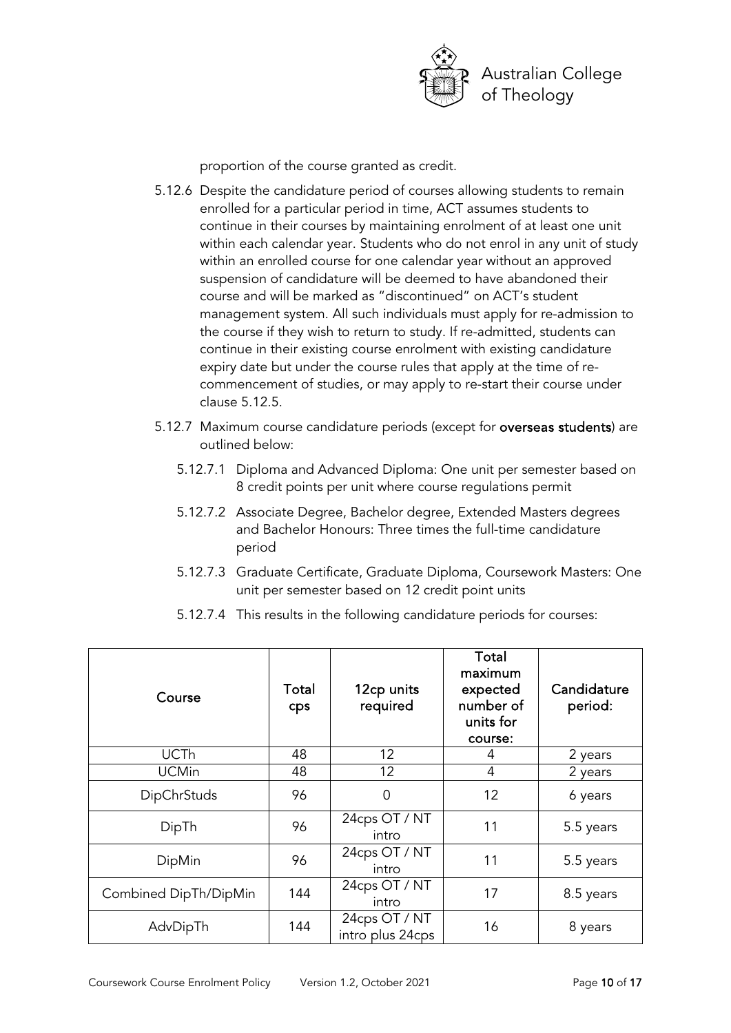proportion of the course granted as credit.

5.12.6 Despite the candidature period of courses allowing students to remain enrolled for a particular period in time, ACT assumes students to continue in their courses by maintaining enrolment of at least one unit within each calendar year. Students who do not enrol in any unit of study within an enrolled course for one calendar year without an approved suspension of candidature will be deemed to have abandoned their course and will be marked as "discontinued" on ACT's student management system. All such individuals must apply for re-admission to the course if they wish to return to study. If re-admitted, students can continue in their existing course enrolment with existing candidature expiry date but under the course rules that apply at the time of re-commencement of studies, or may apply to re-start their course under clause 5.12.5.

5.12.7 Maximum course candidature periods (except for **overseas students**) are outlined below:

5.12.7.1 Diploma and Advanced Diploma: One unit per semester based on 8 credit points per unit where course regulations permit

5.12.7.2 Associate Degree, Bachelor degree, Extended Masters degrees and Bachelor Honours: Three times the full-time candidature period

5.12.7.3 Graduate Certificate, Graduate Diploma, Coursework Masters: One unit per semester based on 12 credit point units

5.12.7.4 This results in the following candidature periods for courses:

| Course | Total cps | 12cp units required | Total maximum expected number of units for course: | Candidature period: |
|---|---|---|---|---|
| UCTh | 48 | 12 | 4 | 2 years |
| UCMin | 48 | 12 | 4 | 2 years |
| DipChrStuds | 96 | 0 | 12 | 6 years |
| DipTh | 96 | 24cps OT / NT intro | 11 | 5.5 years |
| DipMin | 96 | 24cps OT / NT intro | 11 | 5.5 years |
| Combined DipTh/DipMin | 144 | 24cps OT / NT intro | 17 | 8.5 years |
| AdvDipTh | 144 | 24cps OT / NT intro plus 24cps | 16 | 8 years |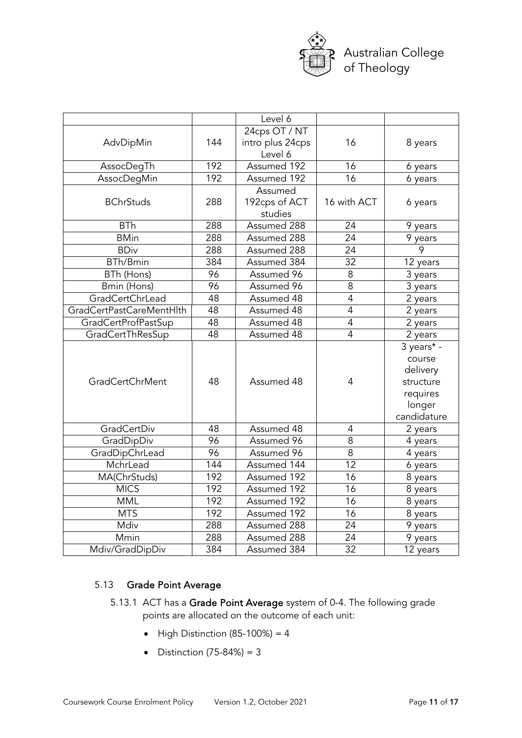| | | Level 6 | | |
|---|---|---|---|---|
| AdvDipMin | 144 | 24cps OT / NT intro plus 24cps Level 6 | 16 | 8 years |
| AssocDegTh | 192 | Assumed 192 | 16 | 6 years |
| AssocDegMin | 192 | Assumed 192 | 16 | 6 years |
| BChrStuds | 288 | Assumed 192cps of ACT studies | 16 with ACT | 6 years |
| BTh | 288 | Assumed 288 | 24 | 9 years |
| BMin | 288 | Assumed 288 | 24 | 9 years |
| BDiv | 288 | Assumed 288 | 24 | 9 |
| BTh/Bmin | 384 | Assumed 384 | 32 | 12 years |
| BTh (Hons) | 96 | Assumed 96 | 8 | 3 years |
| Bmin (Hons) | 96 | Assumed 96 | 8 | 3 years |
| GradCertChrLead | 48 | Assumed 48 | 4 | 2 years |
| GradCertPastCareMentHlth | 48 | Assumed 48 | 4 | 2 years |
| GradCertProfPastSup | 48 | Assumed 48 | 4 | 2 years |
| GradCertThResSup | 48 | Assumed 48 | 4 | 2 years |
| GradCertChrMent | 48 | Assumed 48 | 4 | 3 years* - course delivery structure requires longer candidature |
| GradCertDiv | 48 | Assumed 48 | 4 | 2 years |
| GradDipDiv | 96 | Assumed 96 | 8 | 4 years |
| GradDipChrLead | 96 | Assumed 96 | 8 | 4 years |
| MchrLead | 144 | Assumed 144 | 12 | 6 years |
| MA(ChrStuds) | 192 | Assumed 192 | 16 | 8 years |
| MICS | 192 | Assumed 192 | 16 | 8 years |
| MML | 192 | Assumed 192 | 16 | 8 years |
| MTS | 192 | Assumed 192 | 16 | 8 years |
| Mdiv | 288 | Assumed 288 | 24 | 9 years |
| Mmin | 288 | Assumed 288 | 24 | 9 years |
| Mdiv/GradDipDiv | 384 | Assumed 384 | 32 | 12 years |

### 5.13 Grade Point Average

5.13.1 ACT has a **Grade Point Average** system of 0-4. The following grade points are allocated on the outcome of each unit:

- High Distinction (85-100%) = 4
- Distinction (75-84%) = 3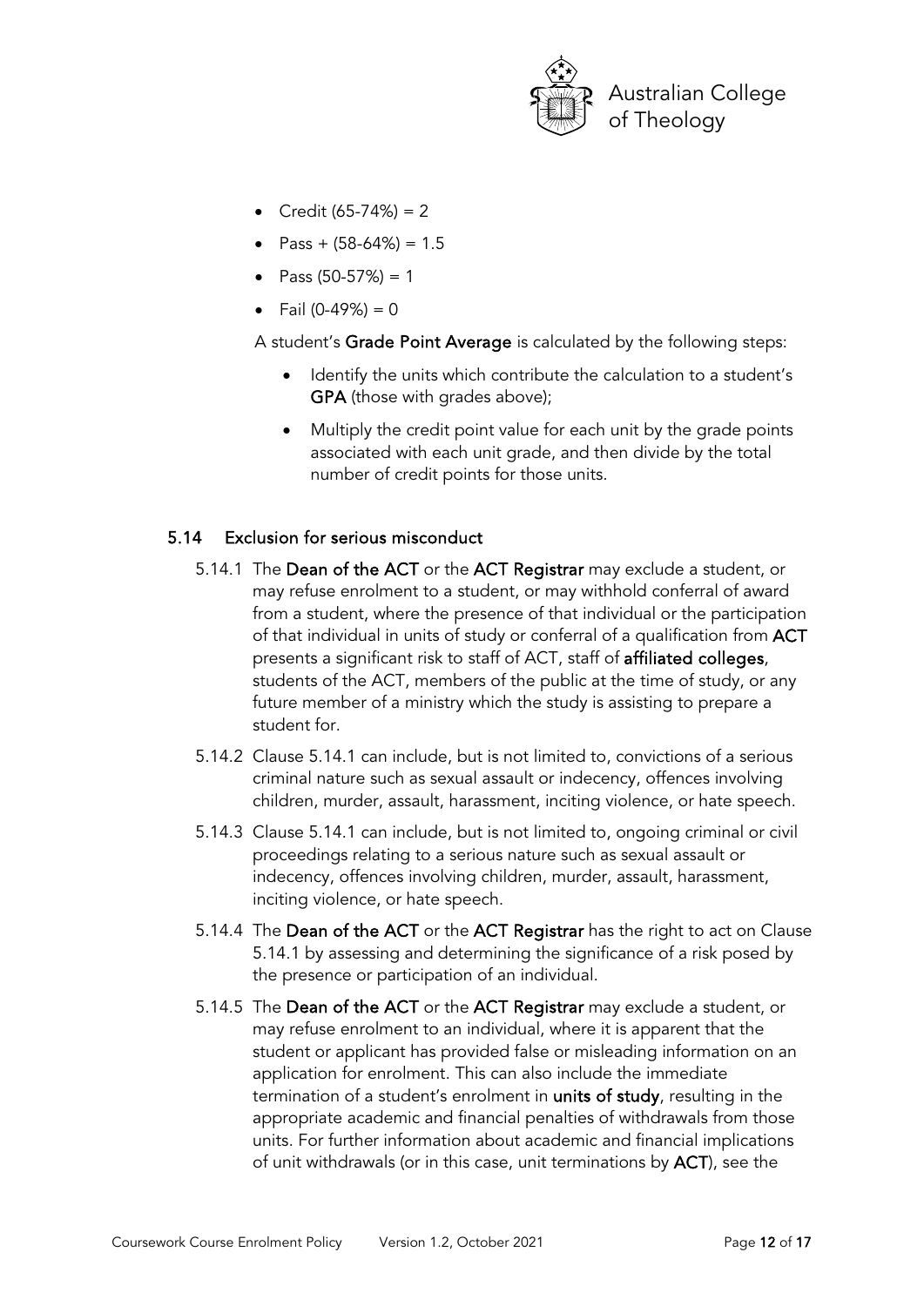- Credit (65-74%) = 2
- Pass + (58-64%) = 1.5
- Pass (50-57%) = 1
- Fail (0-49%) = 0

A student's **Grade Point Average** is calculated by the following steps:

- Identify the units which contribute the calculation to a student's **GPA** (those with grades above);
- Multiply the credit point value for each unit by the grade points associated with each unit grade, and then divide by the total number of credit points for those units.

### 5.14 Exclusion for serious misconduct

5.14.1 The **Dean of the ACT** or the **ACT Registrar** may exclude a student, or may refuse enrolment to a student, or may withhold conferral of award from a student, where the presence of that individual or the participation of that individual in units of study or conferral of a qualification from **ACT** presents a significant risk to staff of ACT, staff of **affiliated colleges**, students of the ACT, members of the public at the time of study, or any future member of a ministry which the study is assisting to prepare a student for.

5.14.2 Clause 5.14.1 can include, but is not limited to, convictions of a serious criminal nature such as sexual assault or indecency, offences involving children, murder, assault, harassment, inciting violence, or hate speech.

5.14.3 Clause 5.14.1 can include, but is not limited to, ongoing criminal or civil proceedings relating to a serious nature such as sexual assault or indecency, offences involving children, murder, assault, harassment, inciting violence, or hate speech.

5.14.4 The **Dean of the ACT** or the **ACT Registrar** has the right to act on Clause 5.14.1 by assessing and determining the significance of a risk posed by the presence or participation of an individual.

5.14.5 The **Dean of the ACT** or the **ACT Registrar** may exclude a student, or may refuse enrolment to an individual, where it is apparent that the student or applicant has provided false or misleading information on an application for enrolment. This can also include the immediate termination of a student's enrolment in **units of study**, resulting in the appropriate academic and financial penalties of withdrawals from those units. For further information about academic and financial implications of unit withdrawals (or in this case, unit terminations by **ACT**), see the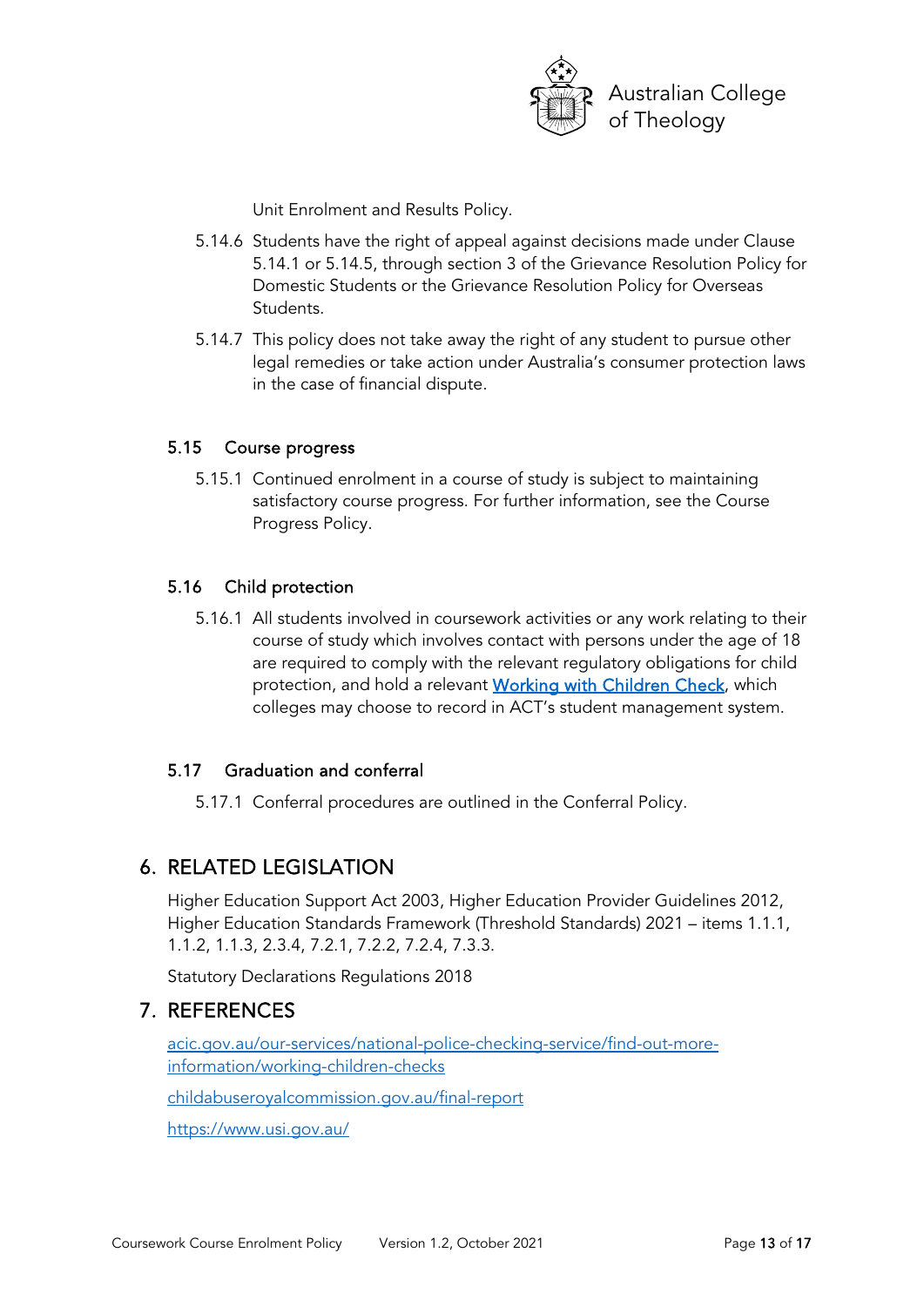Unit Enrolment and Results Policy.

5.14.6 Students have the right of appeal against decisions made under Clause 5.14.1 or 5.14.5, through section 3 of the Grievance Resolution Policy for Domestic Students or the Grievance Resolution Policy for Overseas Students.

5.14.7 This policy does not take away the right of any student to pursue other legal remedies or take action under Australia's consumer protection laws in the case of financial dispute.

### 5.15 Course progress

5.15.1 Continued enrolment in a course of study is subject to maintaining satisfactory course progress. For further information, see the Course Progress Policy.

### 5.16 Child protection

5.16.1 All students involved in coursework activities or any work relating to their course of study which involves contact with persons under the age of 18 are required to comply with the relevant regulatory obligations for child protection, and hold a relevant **Working with Children Check**, which colleges may choose to record in ACT's student management system.

### 5.17 Graduation and conferral

5.17.1 Conferral procedures are outlined in the Conferral Policy.

## 6. RELATED LEGISLATION

Higher Education Support Act 2003, Higher Education Provider Guidelines 2012, Higher Education Standards Framework (Threshold Standards) 2021 – items 1.1.1, 1.1.2, 1.1.3, 2.3.4, 7.2.1, 7.2.2, 7.2.4, 7.3.3.

Statutory Declarations Regulations 2018

## 7. REFERENCES

acic.gov.au/our-services/national-police-checking-service/find-out-more-information/working-children-checks

childabuseroyalcommission.gov.au/final-report

https://www.usi.gov.au/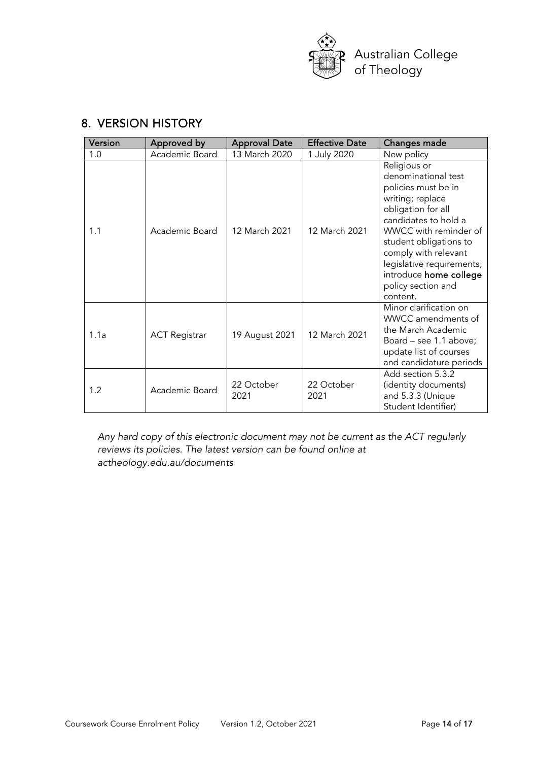## 8. VERSION HISTORY

| Version | Approved by | Approval Date | Effective Date | Changes made |
|---|---|---|---|---|
| 1.0 | Academic Board | 13 March 2020 | 1 July 2020 | New policy |
| 1.1 | Academic Board | 12 March 2021 | 12 March 2021 | Religious or denominational test policies must be in writing; replace obligation for all candidates to hold a WWCC with reminder of student obligations to comply with relevant legislative requirements; introduce **home college** policy section and content. |
| 1.1a | ACT Registrar | 19 August 2021 | 12 March 2021 | Minor clarification on WWCC amendments of the March Academic Board – see 1.1 above; update list of courses and candidature periods |
| 1.2 | Academic Board | 22 October 2021 | 22 October 2021 | Add section 5.3.2 (identity documents) and 5.3.3 (Unique Student Identifier) |

*Any hard copy of this electronic document may not be current as the ACT regularly reviews its policies. The latest version can be found online at actheology.edu.au/documents*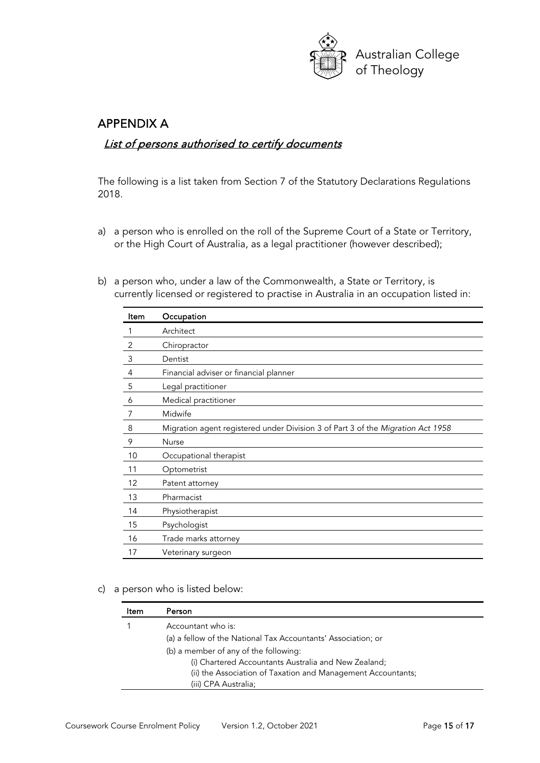# APPENDIX A

## *List of persons authorised to certify documents*

The following is a list taken from Section 7 of the Statutory Declarations Regulations 2018.

a) a person who is enrolled on the roll of the Supreme Court of a State or Territory, or the High Court of Australia, as a legal practitioner (however described);

b) a person who, under a law of the Commonwealth, a State or Territory, is currently licensed or registered to practise in Australia in an occupation listed in:

| Item | Occupation |
|---|---|
| 1 | Architect |
| 2 | Chiropractor |
| 3 | Dentist |
| 4 | Financial adviser or financial planner |
| 5 | Legal practitioner |
| 6 | Medical practitioner |
| 7 | Midwife |
| 8 | Migration agent registered under Division 3 of Part 3 of the *Migration Act 1958* |
| 9 | Nurse |
| 10 | Occupational therapist |
| 11 | Optometrist |
| 12 | Patent attorney |
| 13 | Pharmacist |
| 14 | Physiotherapist |
| 15 | Psychologist |
| 16 | Trade marks attorney |
| 17 | Veterinary surgeon |

c) a person who is listed below:

| Item | Person |
|---|---|
| 1 | Accountant who is:<br>(a) a fellow of the National Tax Accountants' Association; or<br>(b) a member of any of the following:<br>(i) Chartered Accountants Australia and New Zealand;<br>(ii) the Association of Taxation and Management Accountants;<br>(iii) CPA Australia; |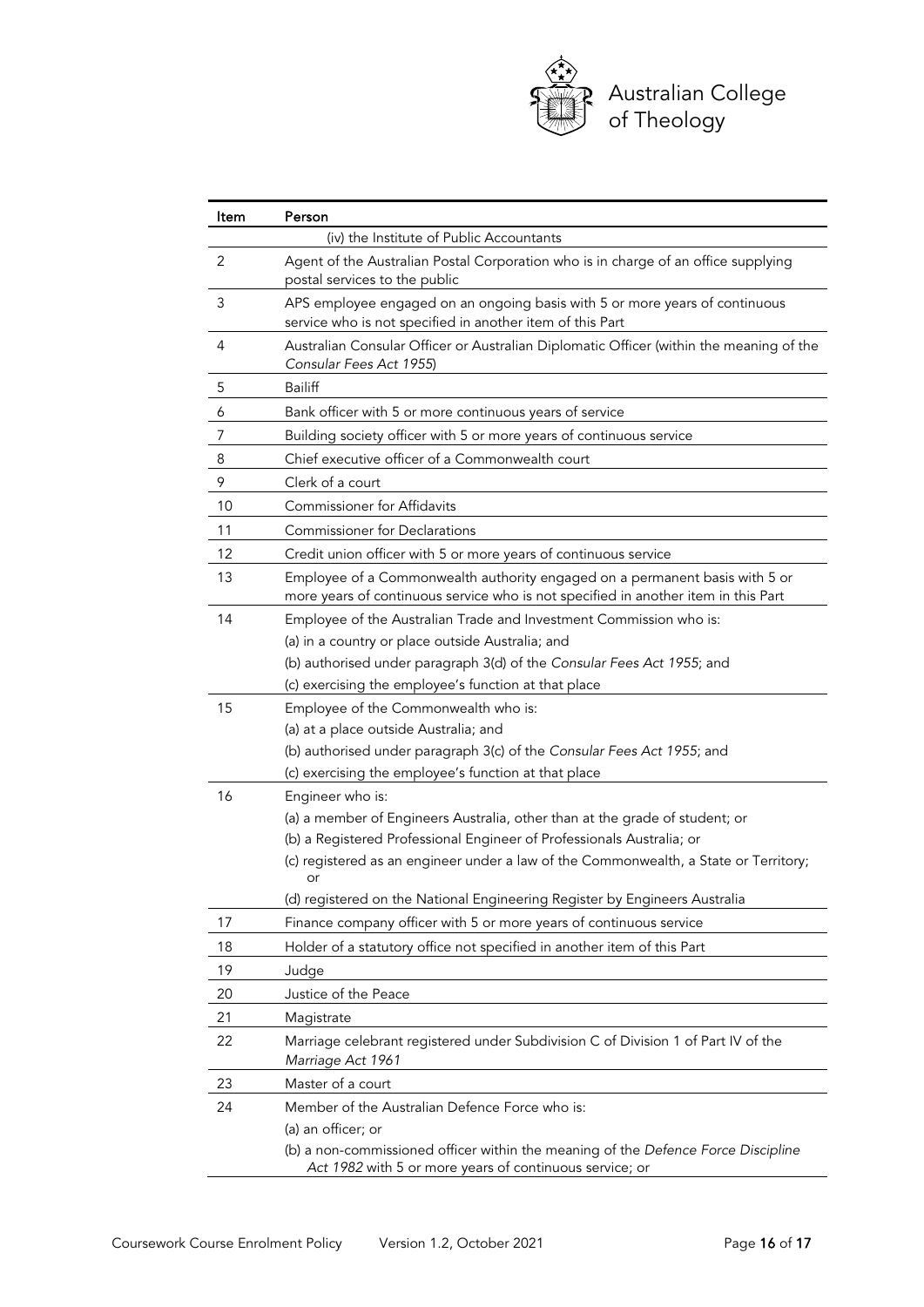| Item | Person |
|---|---|
| | (iv) the Institute of Public Accountants |
| 2 | Agent of the Australian Postal Corporation who is in charge of an office supplying postal services to the public |
| 3 | APS employee engaged on an ongoing basis with 5 or more years of continuous service who is not specified in another item of this Part |
| 4 | Australian Consular Officer or Australian Diplomatic Officer (within the meaning of the *Consular Fees Act 1955*) |
| 5 | Bailiff |
| 6 | Bank officer with 5 or more continuous years of service |
| 7 | Building society officer with 5 or more years of continuous service |
| 8 | Chief executive officer of a Commonwealth court |
| 9 | Clerk of a court |
| 10 | Commissioner for Affidavits |
| 11 | Commissioner for Declarations |
| 12 | Credit union officer with 5 or more years of continuous service |
| 13 | Employee of a Commonwealth authority engaged on a permanent basis with 5 or more years of continuous service who is not specified in another item in this Part |
| 14 | Employee of the Australian Trade and Investment Commission who is:<br>(a) in a country or place outside Australia; and<br>(b) authorised under paragraph 3(d) of the *Consular Fees Act 1955*; and<br>(c) exercising the employee's function at that place |
| 15 | Employee of the Commonwealth who is:<br>(a) at a place outside Australia; and<br>(b) authorised under paragraph 3(c) of the *Consular Fees Act 1955*; and<br>(c) exercising the employee's function at that place |
| 16 | Engineer who is:<br>(a) a member of Engineers Australia, other than at the grade of student; or<br>(b) a Registered Professional Engineer of Professionals Australia; or<br>(c) registered as an engineer under a law of the Commonwealth, a State or Territory; or<br>(d) registered on the National Engineering Register by Engineers Australia |
| 17 | Finance company officer with 5 or more years of continuous service |
| 18 | Holder of a statutory office not specified in another item of this Part |
| 19 | Judge |
| 20 | Justice of the Peace |
| 21 | Magistrate |
| 22 | Marriage celebrant registered under Subdivision C of Division 1 of Part IV of the *Marriage Act 1961* |
| 23 | Master of a court |
| 24 | Member of the Australian Defence Force who is:<br>(a) an officer; or<br>(b) a non-commissioned officer within the meaning of the *Defence Force Discipline Act 1982* with 5 or more years of continuous service; or |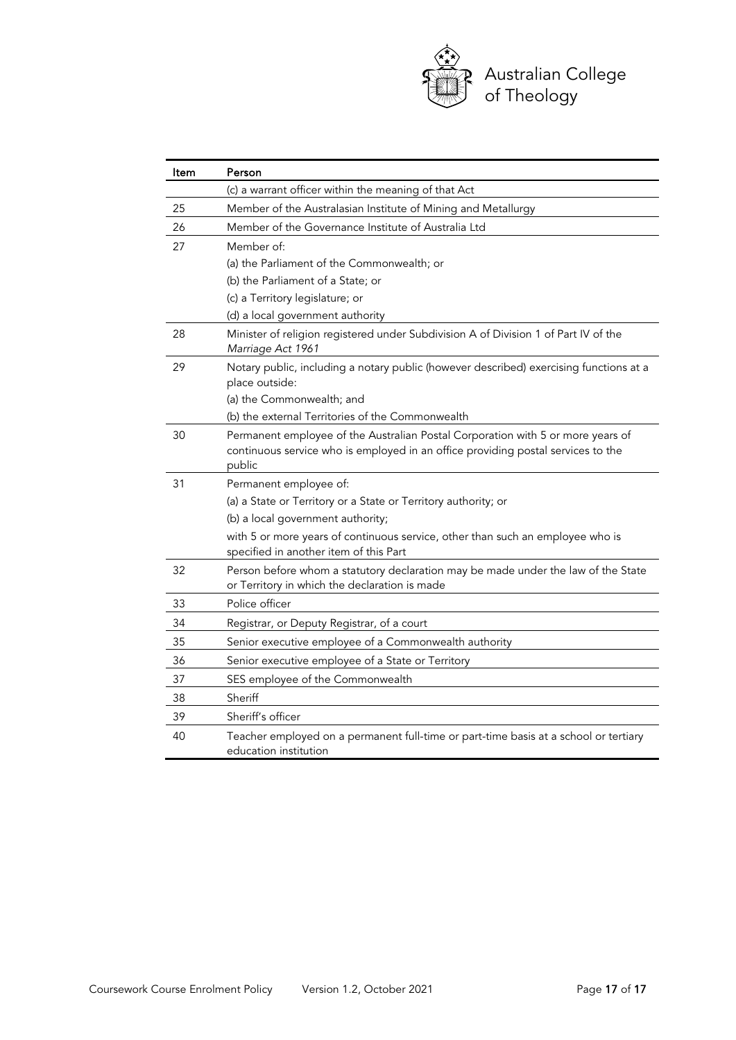| Item | Person |
|---|---|
| | (c) a warrant officer within the meaning of that Act |
| 25 | Member of the Australasian Institute of Mining and Metallurgy |
| 26 | Member of the Governance Institute of Australia Ltd |
| 27 | Member of:<br>(a) the Parliament of the Commonwealth; or<br>(b) the Parliament of a State; or<br>(c) a Territory legislature; or<br>(d) a local government authority |
| 28 | Minister of religion registered under Subdivision A of Division 1 of Part IV of the *Marriage Act 1961* |
| 29 | Notary public, including a notary public (however described) exercising functions at a place outside:<br>(a) the Commonwealth; and<br>(b) the external Territories of the Commonwealth |
| 30 | Permanent employee of the Australian Postal Corporation with 5 or more years of continuous service who is employed in an office providing postal services to the public |
| 31 | Permanent employee of:<br>(a) a State or Territory or a State or Territory authority; or<br>(b) a local government authority;<br>with 5 or more years of continuous service, other than such an employee who is specified in another item of this Part |
| 32 | Person before whom a statutory declaration may be made under the law of the State or Territory in which the declaration is made |
| 33 | Police officer |
| 34 | Registrar, or Deputy Registrar, of a court |
| 35 | Senior executive employee of a Commonwealth authority |
| 36 | Senior executive employee of a State or Territory |
| 37 | SES employee of the Commonwealth |
| 38 | Sheriff |
| 39 | Sheriff's officer |
| 40 | Teacher employed on a permanent full-time or part-time basis at a school or tertiary education institution |